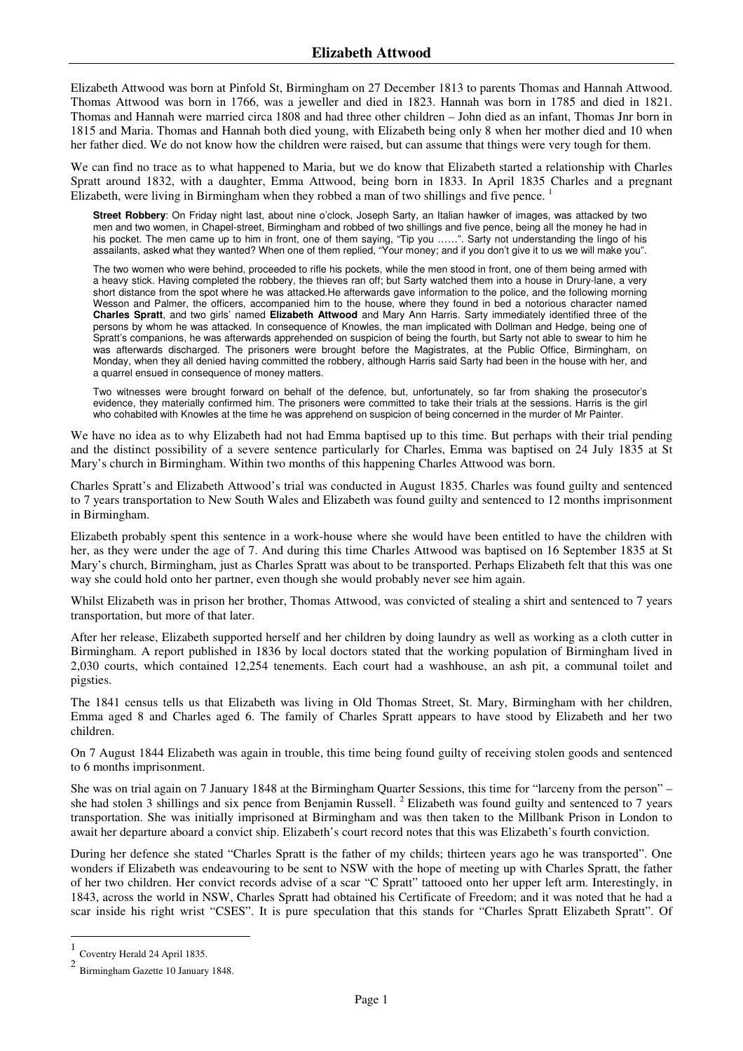# Elizabeth Attwood

Elizabeth Attwood was born at Pinfold St, Birmingham on 27 December 1813 to parents Thomas and Hannah Attwood. Thomas Attwood was born in 1766, was a jeweller and died in 1823. Hannah was born in 1785 and died in 1821. Thomas and Hannah were married circa 1808 and had three other children – John died as an infant, Thomas Jnr born in 1815 and Maria. Thomas and Hannah both died young, with Elizabeth being only 8 when her mother died and 10 when her father died. We do not know how the children were raised, but can assume that things were very tough for them.

We can find no trace as to what happened to Maria, but we do know that Elizabeth started a relationship with Charles Spratt around 1832, with a daughter, Emma Attwood, being born in 1833. In April 1835 Charles and a pregnant Elizabeth, were living in Birmingham when they robbed a man of two shillings and five pence. [1]

> **Street Robbery**: On Friday night last, about nine o'clock, Joseph Sarty, an Italian hawker of images, was attacked by two men and two women, in Chapel-street, Birmingham and robbed of two shillings and five pence, being all the money he had in his pocket. The men came up to him in front, one of them saying, "Tip you ……". Sarty not understanding the lingo of his assailants, asked what they wanted? When one of them replied, "Your money; and if you don't give it to us we will make you".
>
> The two women who were behind, proceeded to rifle his pockets, while the men stood in front, one of them being armed with a heavy stick. Having completed the robbery, the thieves ran off; but Sarty watched them into a house in Drury-lane, a very short distance from the spot where he was attacked.He afterwards gave information to the police, and the following morning Wesson and Palmer, the officers, accompanied him to the house, where they found in bed a notorious character named **Charles Spratt**, and two girls' named **Elizabeth Attwood** and Mary Ann Harris. Sarty immediately identified three of the persons by whom he was attacked. In consequence of Knowles, the man implicated with Dollman and Hedge, being one of Spratt's companions, he was afterwards apprehended on suspicion of being the fourth, but Sarty not able to swear to him he was afterwards discharged. The prisoners were brought before the Magistrates, at the Public Office, Birmingham, on Monday, when they all denied having committed the robbery, although Harris said Sarty had been in the house with her, and a quarrel ensued in consequence of money matters.
>
> Two witnesses were brought forward on behalf of the defence, but, unfortunately, so far from shaking the prosecutor's evidence, they materially confirmed him. The prisoners were committed to take their trials at the sessions. Harris is the girl who cohabited with Knowles at the time he was apprehend on suspicion of being concerned in the murder of Mr Painter.

We have no idea as to why Elizabeth had not had Emma baptised up to this time. But perhaps with their trial pending and the distinct possibility of a severe sentence particularly for Charles, Emma was baptised on 24 July 1835 at St Mary's church in Birmingham. Within two months of this happening Charles Attwood was born.

Charles Spratt's and Elizabeth Attwood's trial was conducted in August 1835. Charles was found guilty and sentenced to 7 years transportation to New South Wales and Elizabeth was found guilty and sentenced to 12 months imprisonment in Birmingham.

Elizabeth probably spent this sentence in a work-house where she would have been entitled to have the children with her, as they were under the age of 7. And during this time Charles Attwood was baptised on 16 September 1835 at St Mary's church, Birmingham, just as Charles Spratt was about to be transported. Perhaps Elizabeth felt that this was one way she could hold onto her partner, even though she would probably never see him again.

Whilst Elizabeth was in prison her brother, Thomas Attwood, was convicted of stealing a shirt and sentenced to 7 years transportation, but more of that later.

After her release, Elizabeth supported herself and her children by doing laundry as well as working as a cloth cutter in Birmingham. A report published in 1836 by local doctors stated that the working population of Birmingham lived in 2,030 courts, which contained 12,254 tenements. Each court had a washhouse, an ash pit, a communal toilet and pigsties.

The 1841 census tells us that Elizabeth was living in Old Thomas Street, St. Mary, Birmingham with her children, Emma aged 8 and Charles aged 6. The family of Charles Spratt appears to have stood by Elizabeth and her two children.

On 7 August 1844 Elizabeth was again in trouble, this time being found guilty of receiving stolen goods and sentenced to 6 months imprisonment.

She was on trial again on 7 January 1848 at the Birmingham Quarter Sessions, this time for "larceny from the person" – she had stolen 3 shillings and six pence from Benjamin Russell. [2] Elizabeth was found guilty and sentenced to 7 years transportation. She was initially imprisoned at Birmingham and was then taken to the Millbank Prison in London to await her departure aboard a convict ship. Elizabeth's court record notes that this was Elizabeth's fourth conviction.

During her defence she stated "Charles Spratt is the father of my childs; thirteen years ago he was transported". One wonders if Elizabeth was endeavouring to be sent to NSW with the hope of meeting up with Charles Spratt, the father of her two children. Her convict records advise of a scar "C Spratt" tattooed onto her upper left arm. Interestingly, in 1843, across the world in NSW, Charles Spratt had obtained his Certificate of Freedom; and it was noted that he had a scar inside his right wrist "CSES". It is pure speculation that this stands for "Charles Spratt Elizabeth Spratt". Of

---

[1] Coventry Herald 24 April 1835.

[2] Birmingham Gazette 10 January 1848.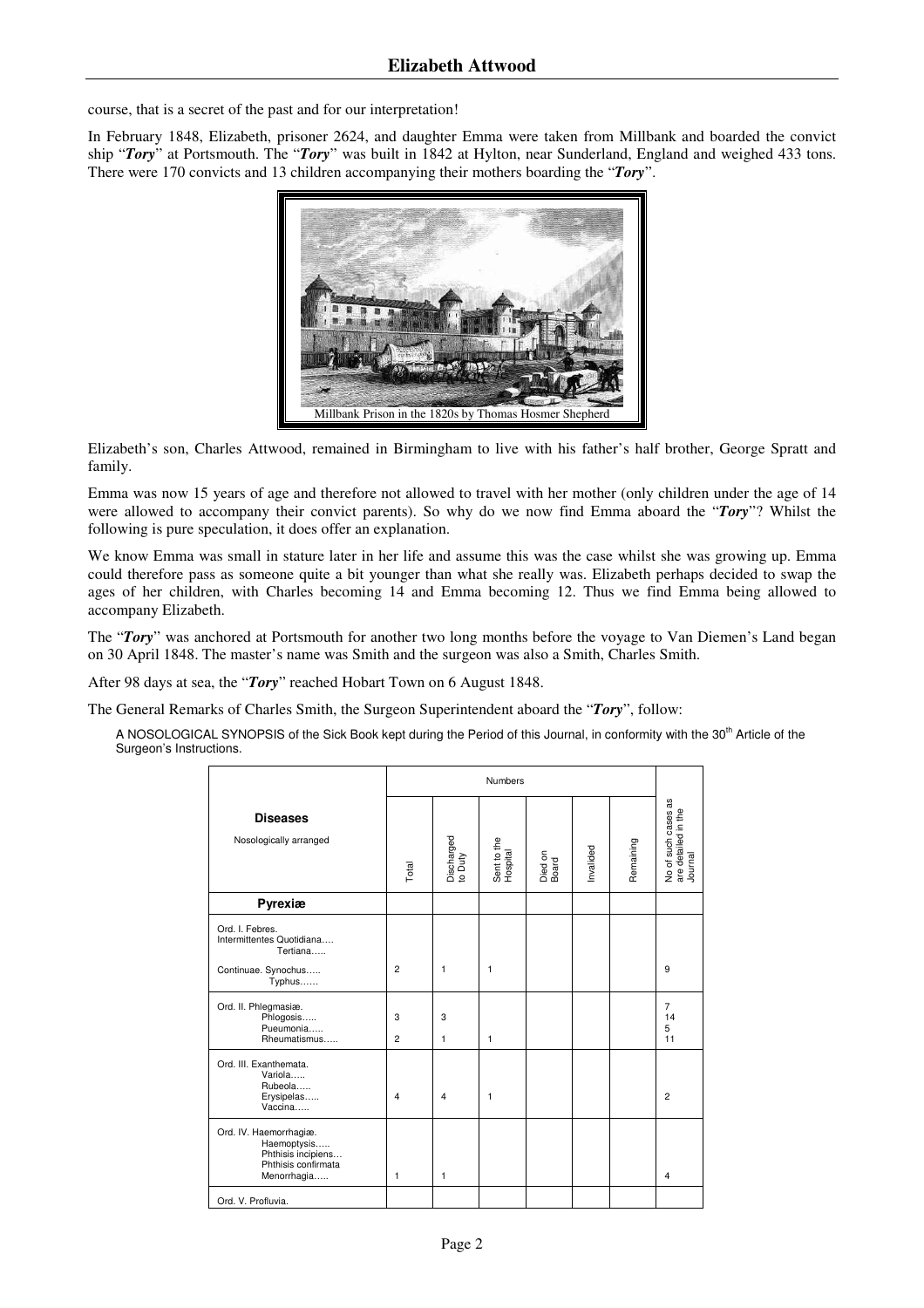course, that is a secret of the past and for our interpretation!

In February 1848, Elizabeth, prisoner 2624, and daughter Emma were taken from Millbank and boarded the convict ship "***Tory***" at Portsmouth. The "***Tory***" was built in 1842 at Hylton, near Sunderland, England and weighed 433 tons. There were 170 convicts and 13 children accompanying their mothers boarding the "***Tory***".

Millbank Prison in the 1820s by Thomas Hosmer Shepherd

Elizabeth's son, Charles Attwood, remained in Birmingham to live with his father's half brother, George Spratt and family.

Emma was now 15 years of age and therefore not allowed to travel with her mother (only children under the age of 14 were allowed to accompany their convict parents). So why do we now find Emma aboard the "***Tory***"? Whilst the following is pure speculation, it does offer an explanation.

We know Emma was small in stature later in her life and assume this was the case whilst she was growing up. Emma could therefore pass as someone quite a bit younger than what she really was. Elizabeth perhaps decided to swap the ages of her children, with Charles becoming 14 and Emma becoming 12. Thus we find Emma being allowed to accompany Elizabeth.

The "***Tory***" was anchored at Portsmouth for another two long months before the voyage to Van Diemen's Land began on 30 April 1848. The master's name was Smith and the surgeon was also a Smith, Charles Smith.

After 98 days at sea, the "***Tory***" reached Hobart Town on 6 August 1848.

The General Remarks of Charles Smith, the Surgeon Superintendent aboard the "***Tory***", follow:

A NOSOLOGICAL SYNOPSIS of the Sick Book kept during the Period of this Journal, in conformity with the 30th Article of the Surgeon's Instructions.

| **Diseases** Nosologically arranged | Numbers | | | | | | No of such cases as are detailed in the Journal |
|---|---|---|---|---|---|---|---|
| | Total | Discharged to Duty | Sent to the Hospital | Died on Board | Invalided | Remaining | |
| **Pyrexiæ** | | | | | | | |
| Ord. I. Febres. Intermittentes Quotidiana…. Tertiana….. | | | | | | | |
| Continuae. Synochus….. Typhus…… | 2 | 1 | 1 | | | | 9 |
| Ord. II. Phlegmasiæ. Phlogosis….. | 3 | 3 | | | | | 7 |
| Pueumonia….. | | | | | | | 14 |
| | | | | | | | 5 |
| Rheumatismus….. | 2 | 1 | 1 | | | | 11 |
| Ord. III. Exanthemata. Variola….. Rubeola….. | | | | | | | |
| Erysipelas….. Vaccina….. | 4 | 4 | 1 | | | | 2 |
| Ord. IV. Haemorrhagiæ. Haemoptysis….. Phthisis incipiens… Phthisis confirmata | | | | | | | |
| Menorrhagia….. | 1 | 1 | | | | | 4 |
| Ord. V. Profluvia. | | | | | | | |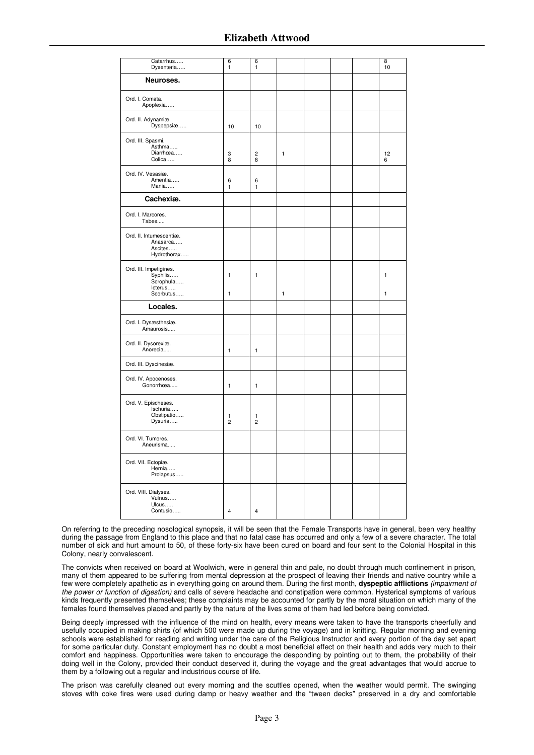| | | | | | | | |
|---|---|---|---|---|---|---|---|
| Catarrhus….. | 6 | 6 | | | | | 8 |
| Dysenteria….. | 1 | 1 | | | | | 10 |
| **Neuroses.** | | | | | | | |
| Ord. I. Comata. | | | | | | | |
| Apoplexia….. | | | | | | | |
| Ord. II. Adynamiæ. | | | | | | | |
| Dyspepsiæ….. | 10 | 10 | | | | | |
| Ord. III. Spasmi. | | | | | | | |
| Asthma….. | | | | | | | |
| Diarrhœa….. | 3 | 2 | 1 | | | | 12 |
| Colica….. | 8 | 8 | | | | | 6 |
| Ord. IV. Vesasiæ. | | | | | | | |
| Amentia….. | 6 | 6 | | | | | |
| Mania….. | 1 | 1 | | | | | |
| **Cachexiæ.** | | | | | | | |
| Ord. I. Marcores. | | | | | | | |
| Tabes….. | | | | | | | |
| Ord. II. Intumescentiæ. | | | | | | | |
| Anasarca….. | | | | | | | |
| Ascites….. | | | | | | | |
| Hydrothorax….. | | | | | | | |
| Ord. III. Impetigines. | | | | | | | |
| Syphilis….. | 1 | 1 | | | | | 1 |
| Scrophula….. | | | | | | | |
| Icterus….. | | | | | | | |
| Scorbutus….. | 1 | | 1 | | | | 1 |
| **Locales.** | | | | | | | |
| Ord. I. Dysæsthesiæ. | | | | | | | |
| Amaurosis….. | | | | | | | |
| Ord. II. Dysorexiæ. | | | | | | | |
| Anorecia….. | 1 | 1 | | | | | |
| Ord. III. Dyscinesiæ. | | | | | | | |
| Ord. IV. Apocenoses. | | | | | | | |
| Gonorrhœa….. | 1 | 1 | | | | | |
| Ord. V. Epischeses. | | | | | | | |
| Ischuria….. | | | | | | | |
| Obstipatio….. | 1 | 1 | | | | | |
| Dysuria….. | 2 | 2 | | | | | |
| Ord. VI. Tumores. | | | | | | | |
| Aneurisma….. | | | | | | | |
| Ord. VII. Ectopiæ. | | | | | | | |
| Hernia….. | | | | | | | |
| Prolapsus….. | | | | | | | |
| Ord. VIII. Dialyses. | | | | | | | |
| Vulnus….. | | | | | | | |
| Ulcus….. | | | | | | | |
| Contusio….. | 4 | 4 | | | | | |

On referring to the preceding nosological synopsis, it will be seen that the Female Transports have in general, been very healthy during the passage from England to this place and that no fatal case has occurred and only a few of a severe character. The total number of sick and hurt amount to 50, of these forty-six have been cured on board and four sent to the Colonial Hospital in this Colony, nearly convalescent.

The convicts when received on board at Woolwich, were in general thin and pale, no doubt through much confinement in prison, many of them appeared to be suffering from mental depression at the prospect of leaving their friends and native country while a few were completely apathetic as in everything going on around them. During the first month, **dyspeptic afflictions** *(impairment of the power or function of digestion)* and calls of severe headache and constipation were common. Hysterical symptoms of various kinds frequently presented themselves; these complaints may be accounted for partly by the moral situation on which many of the females found themselves placed and partly by the nature of the lives some of them had led before being convicted.

Being deeply impressed with the influence of the mind on health, every means were taken to have the transports cheerfully and usefully occupied in making shirts (of which 500 were made up during the voyage) and in knitting. Regular morning and evening schools were established for reading and writing under the care of the Religious Instructor and every portion of the day set apart for some particular duty. Constant employment has no doubt a most beneficial effect on their health and adds very much to their comfort and happiness. Opportunities were taken to encourage the desponding by pointing out to them, the probability of their doing well in the Colony, provided their conduct deserved it, during the voyage and the great advantages that would accrue to them by a following out a regular and industrious course of life.

The prison was carefully cleaned out every morning and the scuttles opened, when the weather would permit. The swinging stoves with coke fires were used during damp or heavy weather and the "tween decks" preserved in a dry and comfortable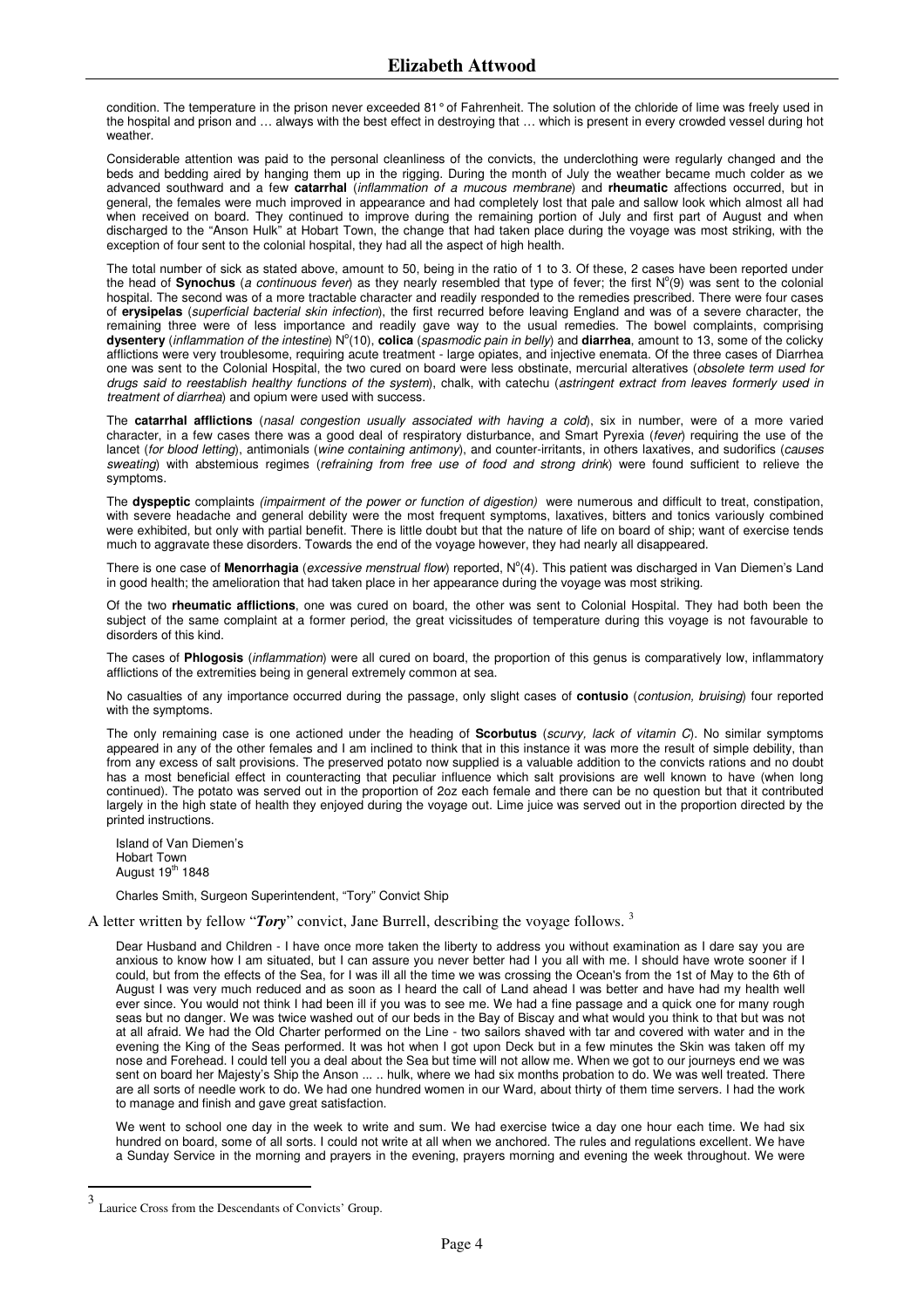condition. The temperature in the prison never exceeded 81° of Fahrenheit. The solution of the chloride of lime was freely used in the hospital and prison and … always with the best effect in destroying that … which is present in every crowded vessel during hot weather.

Considerable attention was paid to the personal cleanliness of the convicts, the underclothing were regularly changed and the beds and bedding aired by hanging them up in the rigging. During the month of July the weather became much colder as we advanced southward and a few **catarrhal** (*inflammation of a mucous membrane*) and **rheumatic** affections occurred, but in general, the females were much improved in appearance and had completely lost that pale and sallow look which almost all had when received on board. They continued to improve during the remaining portion of July and first part of August and when discharged to the "Anson Hulk" at Hobart Town, the change that had taken place during the voyage was most striking, with the exception of four sent to the colonial hospital, they had all the aspect of high health.

The total number of sick as stated above, amount to 50, being in the ratio of 1 to 3. Of these, 2 cases have been reported under the head of **Synochus** (*a continuous fever*) as they nearly resembled that type of fever; the first N°(9) was sent to the colonial hospital. The second was of a more tractable character and readily responded to the remedies prescribed. There were four cases of **erysipelas** (*superficial bacterial skin infection*), the first recurred before leaving England and was of a severe character, the remaining three were of less importance and readily gave way to the usual remedies. The bowel complaints, comprising **dysentery** (*inflammation of the intestine*) N°(10), **colica** (*spasmodic pain in belly*) and **diarrhea**, amount to 13, some of the colicky afflictions were very troublesome, requiring acute treatment - large opiates, and injective enemata. Of the three cases of Diarrhea one was sent to the Colonial Hospital, the two cured on board were less obstinate, mercurial alteratives (*obsolete term used for drugs said to reestablish healthy functions of the system*), chalk, with catechu (*astringent extract from leaves formerly used in treatment of diarrhea*) and opium were used with success.

The **catarrhal afflictions** (*nasal congestion usually associated with having a cold*), six in number, were of a more varied character, in a few cases there was a good deal of respiratory disturbance, and Smart Pyrexia (*fever*) requiring the use of the lancet (*for blood letting*), antimonials (*wine containing antimony*), and counter-irritants, in others laxatives, and sudorifics (*causes sweating*) with abstemious regimes (*refraining from free use of food and strong drink*) were found sufficient to relieve the symptoms.

The **dyspeptic** complaints *(impairment of the power or function of digestion)* were numerous and difficult to treat, constipation, with severe headache and general debility were the most frequent symptoms, laxatives, bitters and tonics variously combined were exhibited, but only with partial benefit. There is little doubt but that the nature of life on board of ship; want of exercise tends much to aggravate these disorders. Towards the end of the voyage however, they had nearly all disappeared.

There is one case of **Menorrhagia** (*excessive menstrual flow*) reported, N°(4). This patient was discharged in Van Diemen's Land in good health; the amelioration that had taken place in her appearance during the voyage was most striking.

Of the two **rheumatic afflictions**, one was cured on board, the other was sent to Colonial Hospital. They had both been the subject of the same complaint at a former period, the great vicissitudes of temperature during this voyage is not favourable to disorders of this kind.

The cases of **Phlogosis** (*inflammation*) were all cured on board, the proportion of this genus is comparatively low, inflammatory afflictions of the extremities being in general extremely common at sea.

No casualties of any importance occurred during the passage, only slight cases of **contusio** (*contusion, bruising*) four reported with the symptoms.

The only remaining case is one actioned under the heading of **Scorbutus** (*scurvy, lack of vitamin C*). No similar symptoms appeared in any of the other females and I am inclined to think that in this instance it was more the result of simple debility, than from any excess of salt provisions. The preserved potato now supplied is a valuable addition to the convicts rations and no doubt has a most beneficial effect in counteracting that peculiar influence which salt provisions are well known to have (when long continued). The potato was served out in the proportion of 2oz each female and there can be no question but that it contributed largely in the high state of health they enjoyed during the voyage out. Lime juice was served out in the proportion directed by the printed instructions.

Island of Van Diemen's
Hobart Town
August 19th 1848

Charles Smith, Surgeon Superintendent, "Tory" Convict Ship

A letter written by fellow "***Tory***" convict, Jane Burrell, describing the voyage follows.[3]

Dear Husband and Children - I have once more taken the liberty to address you without examination as I dare say you are anxious to know how I am situated, but I can assure you never better had I you all with me. I should have wrote sooner if I could, but from the effects of the Sea, for I was ill all the time we was crossing the Ocean's from the 1st of May to the 6th of August I was very much reduced and as soon as I heard the call of Land ahead I was better and have had my health well ever since. You would not think I had been ill if you was to see me. We had a fine passage and a quick one for many rough seas but no danger. We was twice washed out of our beds in the Bay of Biscay and what would you think to that but was not at all afraid. We had the Old Charter performed on the Line - two sailors shaved with tar and covered with water and in the evening the King of the Seas performed. It was hot when I got upon Deck but in a few minutes the Skin was taken off my nose and Forehead. I could tell you a deal about the Sea but time will not allow me. When we got to our journeys end we was sent on board her Majesty's Ship the Anson ... .. hulk, where we had six months probation to do. We was well treated. There are all sorts of needle work to do. We had one hundred women in our Ward, about thirty of them time servers. I had the work to manage and finish and gave great satisfaction.

We went to school one day in the week to write and sum. We had exercise twice a day one hour each time. We had six hundred on board, some of all sorts. I could not write at all when we anchored. The rules and regulations excellent. We have a Sunday Service in the morning and prayers in the evening, prayers morning and evening the week throughout. We were

---

[3] Laurice Cross from the Descendants of Convicts' Group.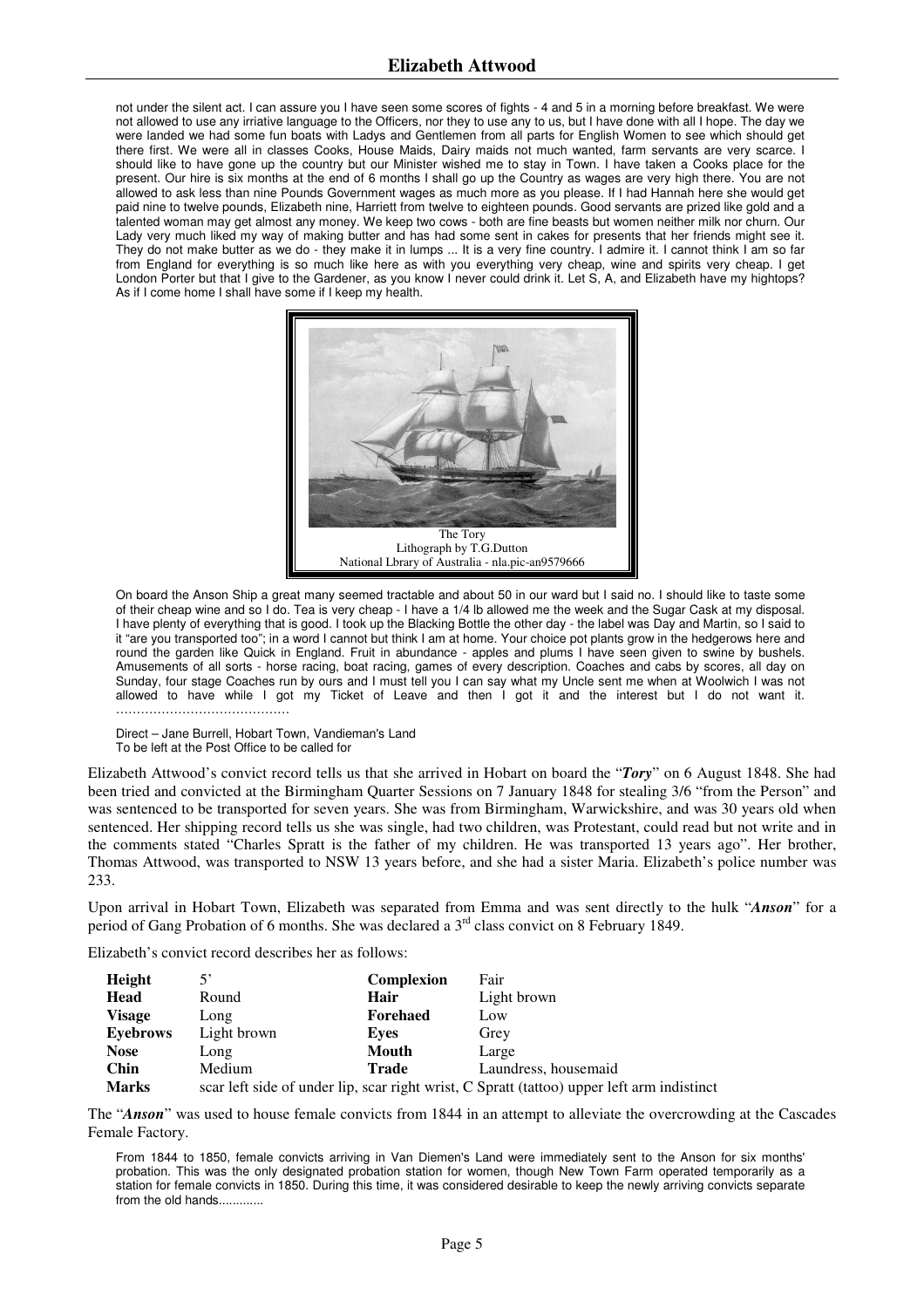not under the silent act. I can assure you I have seen some scores of fights - 4 and 5 in a morning before breakfast. We were not allowed to use any irriative language to the Officers, nor they to use any to us, but I have done with all I hope. The day we were landed we had some fun boats with Ladys and Gentlemen from all parts for English Women to see which should get there first. We were all in classes Cooks, House Maids, Dairy maids not much wanted, farm servants are very scarce. I should like to have gone up the country but our Minister wished me to stay in Town. I have taken a Cooks place for the present. Our hire is six months at the end of 6 months I shall go up the Country as wages are very high there. You are not allowed to ask less than nine Pounds Government wages as much more as you please. If I had Hannah here she would get paid nine to twelve pounds, Elizabeth nine, Harriett from twelve to eighteen pounds. Good servants are prized like gold and a talented woman may get almost any money. We keep two cows - both are fine beasts but women neither milk nor churn. Our Lady very much liked my way of making butter and has had some sent in cakes for presents that her friends might see it. They do not make butter as we do - they make it in lumps ... It is a very fine country. I admire it. I cannot think I am so far from England for everything is so much like here as with you everything very cheap, wine and spirits very cheap. I get London Porter but that I give to the Gardener, as you know I never could drink it. Let S, A, and Elizabeth have my hightops? As if I come home I shall have some if I keep my health.

The Tory
Lithograph by T.G.Dutton
National Lbrary of Australia - nla.pic-an9579666

On board the Anson Ship a great many seemed tractable and about 50 in our ward but I said no. I should like to taste some of their cheap wine and so I do. Tea is very cheap - I have a 1/4 lb allowed me the week and the Sugar Cask at my disposal. I have plenty of everything that is good. I took up the Blacking Bottle the other day - the label was Day and Martin, so I said to it "are you transported too"; in a word I cannot but think I am at home. Your choice pot plants grow in the hedgerows here and round the garden like Quick in England. Fruit in abundance - apples and plums I have seen given to swine by bushels. Amusements of all sorts - horse racing, boat racing, games of every description. Coaches and cabs by scores, all day on Sunday, four stage Coaches run by ours and I must tell you I can say what my Uncle sent me when at Woolwich I was not allowed to have while I got my Ticket of Leave and then I got it and the interest but I do not want it. ...........................................

Direct – Jane Burrell, Hobart Town, Vandieman's Land
To be left at the Post Office to be called for

Elizabeth Attwood's convict record tells us that she arrived in Hobart on board the "***Tory***" on 6 August 1848. She had been tried and convicted at the Birmingham Quarter Sessions on 7 January 1848 for stealing 3/6 "from the Person" and was sentenced to be transported for seven years. She was from Birmingham, Warwickshire, and was 30 years old when sentenced. Her shipping record tells us she was single, had two children, was Protestant, could read but not write and in the comments stated "Charles Spratt is the father of my children. He was transported 13 years ago". Her brother, Thomas Attwood, was transported to NSW 13 years before, and she had a sister Maria. Elizabeth's police number was 233.

Upon arrival in Hobart Town, Elizabeth was separated from Emma and was sent directly to the hulk "***Anson***" for a period of Gang Probation of 6 months. She was declared a 3rd class convict on 8 February 1849.

Elizabeth's convict record describes her as follows:

| | | | |
|---|---|---|---|
| **Height** | 5' | **Complexion** | Fair |
| **Head** | Round | **Hair** | Light brown |
| **Visage** | Long | **Forehaed** | Low |
| **Eyebrows** | Light brown | **Eyes** | Grey |
| **Nose** | Long | **Mouth** | Large |
| **Chin** | Medium | **Trade** | Laundress, housemaid |
| **Marks** | scar left side of under lip, scar right wrist, C Spratt (tattoo) upper left arm indistinct | | |

The "***Anson***" was used to house female convicts from 1844 in an attempt to alleviate the overcrowding at the Cascades Female Factory.

From 1844 to 1850, female convicts arriving in Van Diemen's Land were immediately sent to the Anson for six months' probation. This was the only designated probation station for women, though New Town Farm operated temporarily as a station for female convicts in 1850. During this time, it was considered desirable to keep the newly arriving convicts separate from the old hands.............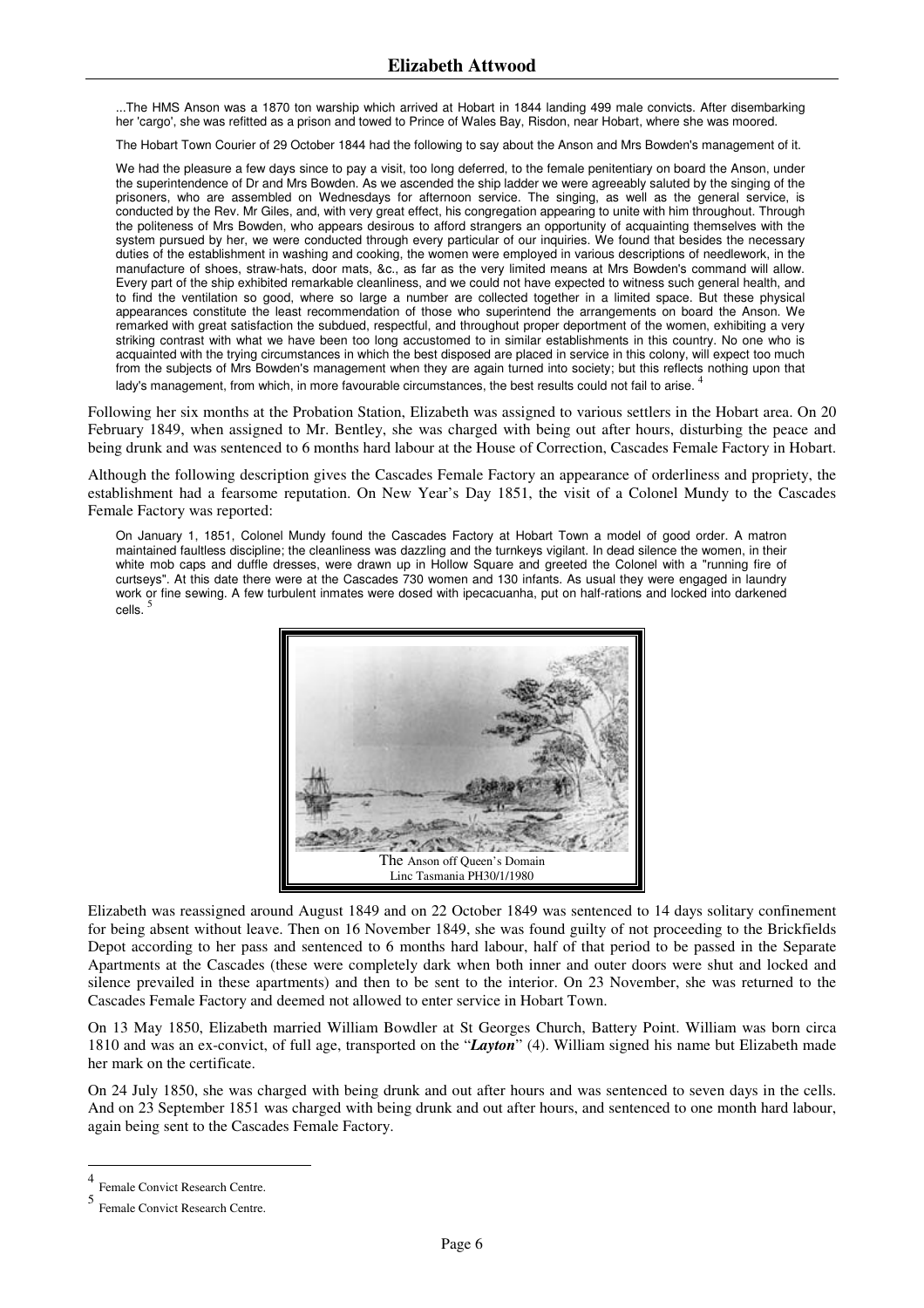...The HMS Anson was a 1870 ton warship which arrived at Hobart in 1844 landing 499 male convicts. After disembarking her 'cargo', she was refitted as a prison and towed to Prince of Wales Bay, Risdon, near Hobart, where she was moored.

The Hobart Town Courier of 29 October 1844 had the following to say about the Anson and Mrs Bowden's management of it.

We had the pleasure a few days since to pay a visit, too long deferred, to the female penitentiary on board the Anson, under the superintendence of Dr and Mrs Bowden. As we ascended the ship ladder we were agreeably saluted by the singing of the prisoners, who are assembled on Wednesdays for afternoon service. The singing, as well as the general service, is conducted by the Rev. Mr Giles, and, with very great effect, his congregation appearing to unite with him throughout. Through the politeness of Mrs Bowden, who appears desirous to afford strangers an opportunity of acquainting themselves with the system pursued by her, we were conducted through every particular of our inquiries. We found that besides the necessary duties of the establishment in washing and cooking, the women were employed in various descriptions of needlework, in the manufacture of shoes, straw-hats, door mats, &c., as far as the very limited means at Mrs Bowden's command will allow. Every part of the ship exhibited remarkable cleanliness, and we could not have expected to witness such general health, and to find the ventilation so good, where so large a number are collected together in a limited space. But these physical appearances constitute the least recommendation of those who superintend the arrangements on board the Anson. We remarked with great satisfaction the subdued, respectful, and throughout proper deportment of the women, exhibiting a very striking contrast with what we have been too long accustomed to in similar establishments in this country. No one who is acquainted with the trying circumstances in which the best disposed are placed in service in this colony, will expect too much from the subjects of Mrs Bowden's management when they are again turned into society; but this reflects nothing upon that lady's management, from which, in more favourable circumstances, the best results could not fail to arise. [4]

Following her six months at the Probation Station, Elizabeth was assigned to various settlers in the Hobart area. On 20 February 1849, when assigned to Mr. Bentley, she was charged with being out after hours, disturbing the peace and being drunk and was sentenced to 6 months hard labour at the House of Correction, Cascades Female Factory in Hobart.

Although the following description gives the Cascades Female Factory an appearance of orderliness and propriety, the establishment had a fearsome reputation. On New Year's Day 1851, the visit of a Colonel Mundy to the Cascades Female Factory was reported:

On January 1, 1851, Colonel Mundy found the Cascades Factory at Hobart Town a model of good order. A matron maintained faultless discipline; the cleanliness was dazzling and the turnkeys vigilant. In dead silence the women, in their white mob caps and duffle dresses, were drawn up in Hollow Square and greeted the Colonel with a "running fire of curtseys". At this date there were at the Cascades 730 women and 130 infants. As usual they were engaged in laundry work or fine sewing. A few turbulent inmates were dosed with ipecacuanha, put on half-rations and locked into darkened cells. [5]

The Anson off Queen's Domain
Linc Tasmania PH30/1/1980

Elizabeth was reassigned around August 1849 and on 22 October 1849 was sentenced to 14 days solitary confinement for being absent without leave. Then on 16 November 1849, she was found guilty of not proceeding to the Brickfields Depot according to her pass and sentenced to 6 months hard labour, half of that period to be passed in the Separate Apartments at the Cascades (these were completely dark when both inner and outer doors were shut and locked and silence prevailed in these apartments) and then to be sent to the interior. On 23 November, she was returned to the Cascades Female Factory and deemed not allowed to enter service in Hobart Town.

On 13 May 1850, Elizabeth married William Bowdler at St Georges Church, Battery Point. William was born circa 1810 and was an ex-convict, of full age, transported on the "***Layton***" (4). William signed his name but Elizabeth made her mark on the certificate.

On 24 July 1850, she was charged with being drunk and out after hours and was sentenced to seven days in the cells. And on 23 September 1851 was charged with being drunk and out after hours, and sentenced to one month hard labour, again being sent to the Cascades Female Factory.

---

[4] Female Convict Research Centre.

[5] Female Convict Research Centre.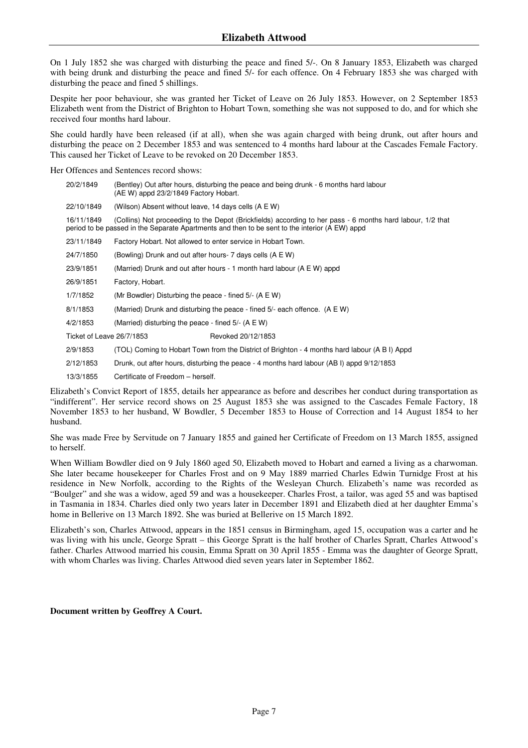## Elizabeth Attwood

On 1 July 1852 she was charged with disturbing the peace and fined 5/-. On 8 January 1853, Elizabeth was charged with being drunk and disturbing the peace and fined 5/- for each offence. On 4 February 1853 she was charged with disturbing the peace and fined 5 shillings.

Despite her poor behaviour, she was granted her Ticket of Leave on 26 July 1853. However, on 2 September 1853 Elizabeth went from the District of Brighton to Hobart Town, something she was not supposed to do, and for which she received four months hard labour.

She could hardly have been released (if at all), when she was again charged with being drunk, out after hours and disturbing the peace on 2 December 1853 and was sentenced to 4 months hard labour at the Cascades Female Factory. This caused her Ticket of Leave to be revoked on 20 December 1853.

Her Offences and Sentences record shows:

| | |
|---|---|
| 20/2/1849 | (Bentley) Out after hours, disturbing the peace and being drunk - 6 months hard labour (AE W) appd 23/2/1849 Factory Hobart. |
| 22/10/1849 | (Wilson) Absent without leave, 14 days cells (A E W) |
| 16/11/1849 | (Collins) Not proceeding to the Depot (Brickfields) according to her pass - 6 months hard labour, 1/2 that period to be passed in the Separate Apartments and then to be sent to the interior (A EW) appd |
| 23/11/1849 | Factory Hobart. Not allowed to enter service in Hobart Town. |
| 24/7/1850 | (Bowling) Drunk and out after hours- 7 days cells (A E W) |
| 23/9/1851 | (Married) Drunk and out after hours - 1 month hard labour (A E W) appd |
| 26/9/1851 | Factory, Hobart. |
| 1/7/1852 | (Mr Bowdler) Disturbing the peace - fined 5/- (A E W) |
| 8/1/1853 | (Married) Drunk and disturbing the peace - fined 5/- each offence. (A E W) |
| 4/2/1853 | (Married) disturbing the peace - fined 5/- (A E W) |
| Ticket of Leave 26/7/1853 | Revoked 20/12/1853 |
| 2/9/1853 | (TOL) Coming to Hobart Town from the District of Brighton - 4 months hard labour (A B I) Appd |
| 2/12/1853 | Drunk, out after hours, disturbing the peace - 4 months hard labour (AB I) appd 9/12/1853 |
| 13/3/1855 | Certificate of Freedom – herself. |

Elizabeth's Convict Report of 1855, details her appearance as before and describes her conduct during transportation as "indifferent". Her service record shows on 25 August 1853 she was assigned to the Cascades Female Factory, 18 November 1853 to her husband, W Bowdler, 5 December 1853 to House of Correction and 14 August 1854 to her husband.

She was made Free by Servitude on 7 January 1855 and gained her Certificate of Freedom on 13 March 1855, assigned to herself.

When William Bowdler died on 9 July 1860 aged 50, Elizabeth moved to Hobart and earned a living as a charwoman. She later became housekeeper for Charles Frost and on 9 May 1889 married Charles Edwin Turnidge Frost at his residence in New Norfolk, according to the Rights of the Wesleyan Church. Elizabeth's name was recorded as "Boulger" and she was a widow, aged 59 and was a housekeeper. Charles Frost, a tailor, was aged 55 and was baptised in Tasmania in 1834. Charles died only two years later in December 1891 and Elizabeth died at her daughter Emma's home in Bellerive on 13 March 1892. She was buried at Bellerive on 15 March 1892.

Elizabeth's son, Charles Attwood, appears in the 1851 census in Birmingham, aged 15, occupation was a carter and he was living with his uncle, George Spratt – this George Spratt is the half brother of Charles Spratt, Charles Attwood's father. Charles Attwood married his cousin, Emma Spratt on 30 April 1855 - Emma was the daughter of George Spratt, with whom Charles was living. Charles Attwood died seven years later in September 1862.

**Document written by Geoffrey A Court.**